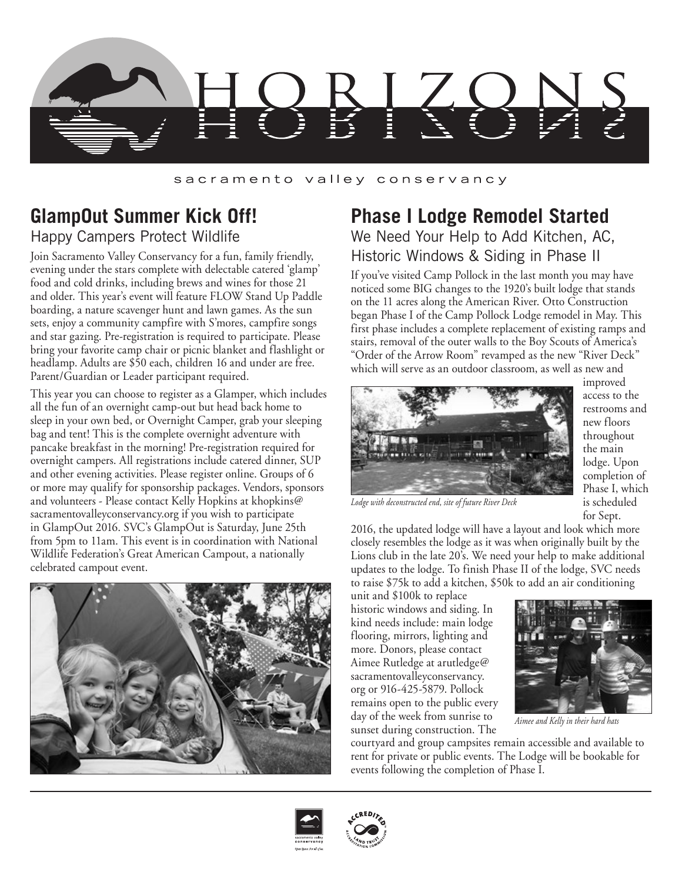# HORIZONS

sacramento valley conservancy

## GlampOut Summer Kick Off!

### Happy Campers Protect Wildlife

Join Sacramento Valley Conservancy for a fun, family friendly, evening under the stars complete with delectable catered 'glamp' food and cold drinks, including brews and wines for those 21 and older. This year's event will feature FLOW Stand Up Paddle boarding, a nature scavenger hunt and lawn games. As the sun sets, enjoy a community campfire with S'mores, campfire songs and star gazing. Pre-registration is required to participate. Please bring your favorite camp chair or picnic blanket and flashlight or headlamp. Adults are $50 each, children 16 and under are free. Parent/Guardian or Leader participant required.

This year you can choose to register as a Glamper, which includes all the fun of an overnight camp-out but head back home to sleep in your own bed, or Overnight Camper, grab your sleeping bag and tent! This is the complete overnight adventure with pancake breakfast in the morning! Pre-registration required for overnight campers. All registrations include catered dinner, SUP and other evening activities. Please register online. Groups of 6 or more may qualify for sponsorship packages. Vendors, sponsors and volunteers - Please contact Kelly Hopkins at khopkins@sacramentovalleyconservancy.org if you wish to participate in GlampOut 2016. SVC's GlampOut is Saturday, June 25th from 5pm to 11am. This event is in coordination with National Wildlife Federation's Great American Campout, a nationally celebrated campout event.

## Phase I Lodge Remodel Started

### We Need Your Help to Add Kitchen, AC, Historic Windows & Siding in Phase II

If you've visited Camp Pollock in the last month you may have noticed some BIG changes to the 1920's built lodge that stands on the 11 acres along the American River. Otto Construction began Phase I of the Camp Pollock Lodge remodel in May. This first phase includes a complete replacement of existing ramps and stairs, removal of the outer walls to the Boy Scouts of America's "Order of the Arrow Room" revamped as the new "River Deck" which will serve as an outdoor classroom, as well as new and improved access to the restrooms and new floors throughout the main lodge. Upon completion of Phase I, which is scheduled for Sept. 2016, the updated lodge will have a layout and look which more closely resembles the lodge as it was when originally built by the Lions club in the late 20's. We need your help to make additional updates to the lodge. To finish Phase II of the lodge, SVC needs to raise $75k to add a kitchen, $50k to add an air conditioning unit and $100k to replace historic windows and siding. In kind needs include: main lodge flooring, mirrors, lighting and more. Donors, please contact Aimee Rutledge at arutledge@sacramentovalleyconservancy.org or 916-425-5879. Pollock remains open to the public every day of the week from sunrise to sunset during construction. The courtyard and group campsites remain accessible and available to rent for private or public events. The Lodge will be bookable for events following the completion of Phase I.

*Lodge with deconstructed end, site of future River Deck*

*Aimee and Kelly in their hard hats*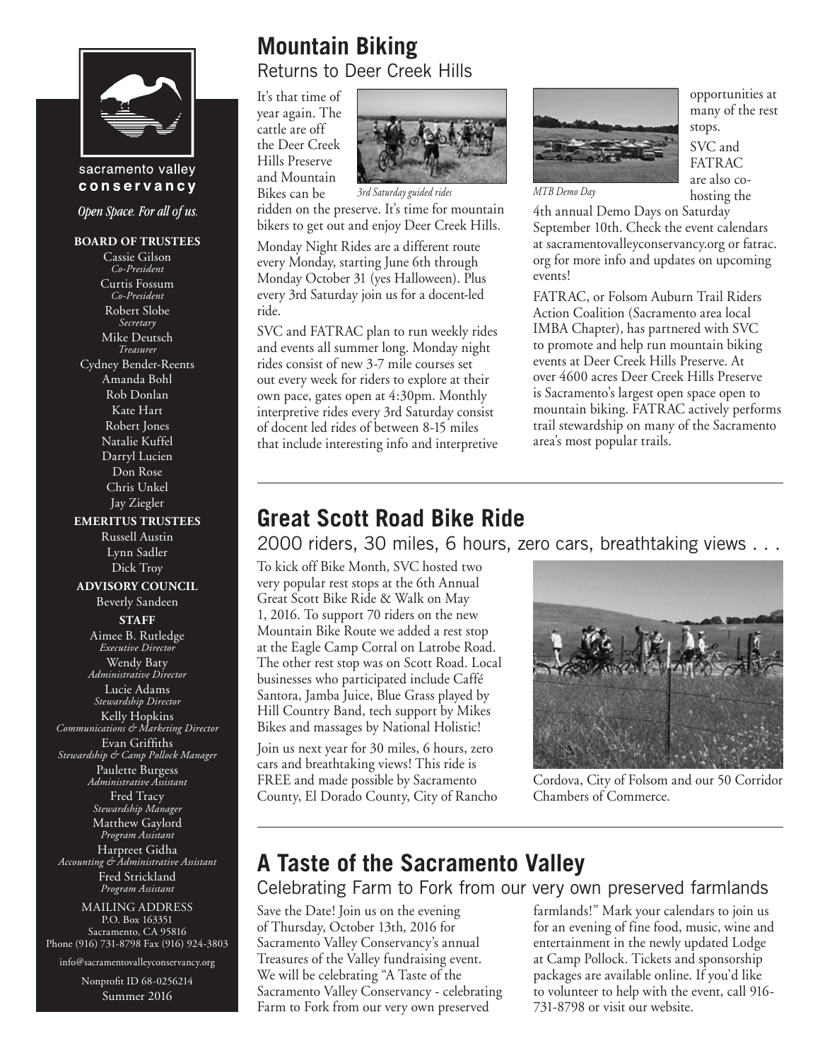sacramento valley conservancy

*Open Space. For all of us.*

**BOARD OF TRUSTEES**

Cassie Gilson
*Co-President*

Curtis Fossum
*Co-President*

Robert Slobe
*Secretary*

Mike Deutsch
*Treasurer*

Cydney Bender-Reents
Amanda Bohl
Rob Donlan
Kate Hart
Robert Jones
Natalie Kuffel
Darryl Lucien
Don Rose
Chris Unkel
Jay Ziegler

**EMERITUS TRUSTEES**

Russell Austin
Lynn Sadler
Dick Troy

**ADVISORY COUNCIL**

Beverly Sandeen

**STAFF**

Aimee B. Rutledge
*Executive Director*

Wendy Baty
*Administrative Director*

Lucie Adams
*Stewardship Director*

Kelly Hopkins
*Communications & Marketing Director*

Evan Griffiths
*Stewardship & Camp Pollock Manager*

Paulette Burgess
*Administrative Assistant*

Fred Tracy
*Stewardship Manager*

Matthew Gaylord
*Program Assistant*

Harpreet Gidha
*Accounting & Administrative Assistant*

Fred Strickland
*Program Assistant*

MAILING ADDRESS
P.O. Box 163351
Sacramento, CA 95816
Phone (916) 731-8798 Fax (916) 924-3803

info@sacramentovalleyconservancy.org

Nonprofit ID 68-0256214

Summer 2016

# Mountain Biking

## Returns to Deer Creek Hills

It's that time of year again. The cattle are off the Deer Creek Hills Preserve and Mountain Bikes can be ridden on the preserve. It's time for mountain bikers to get out and enjoy Deer Creek Hills.

*3rd Saturday guided rides*

Monday Night Rides are a different route every Monday, starting June 6th through Monday October 31 (yes Halloween). Plus every 3rd Saturday join us for a docent-led ride.

SVC and FATRAC plan to run weekly rides and events all summer long. Monday night rides consist of new 3-7 mile courses set out every week for riders to explore at their own pace, gates open at 4:30pm. Monthly interpretive rides every 3rd Saturday consist of docent led rides of between 8-15 miles that include interesting info and interpretive opportunities at many of the rest stops.

*MTB Demo Day*

SVC and FATRAC are also co-hosting the 4th annual Demo Days on Saturday September 10th. Check the event calendars at sacramentovalleyconservancy.org or fatrac.org for more info and updates on upcoming events!

FATRAC, or Folsom Auburn Trail Riders Action Coalition (Sacramento area local IMBA Chapter), has partnered with SVC to promote and help run mountain biking events at Deer Creek Hills Preserve. At over 4600 acres Deer Creek Hills Preserve is Sacramento's largest open space open to mountain biking. FATRAC actively performs trail stewardship on many of the Sacramento area's most popular trails.

# Great Scott Road Bike Ride

## 2000 riders, 30 miles, 6 hours, zero cars, breathtaking views . . .

To kick off Bike Month, SVC hosted two very popular rest stops at the 6th Annual Great Scott Bike Ride & Walk on May 1, 2016. To support 70 riders on the new Mountain Bike Route we added a rest stop at the Eagle Camp Corral on Latrobe Road. The other rest stop was on Scott Road. Local businesses who participated include Caffé Santora, Jamba Juice, Blue Grass played by Hill Country Band, tech support by Mikes Bikes and massages by National Holistic!

Join us next year for 30 miles, 6 hours, zero cars and breathtaking views! This ride is FREE and made possible by Sacramento County, El Dorado County, City of Rancho Cordova, City of Folsom and our 50 Corridor Chambers of Commerce.

# A Taste of the Sacramento Valley

## Celebrating Farm to Fork from our very own preserved farmlands

Save the Date! Join us on the evening of Thursday, October 13th, 2016 for Sacramento Valley Conservancy's annual Treasures of the Valley fundraising event. We will be celebrating "A Taste of the Sacramento Valley Conservancy - celebrating Farm to Fork from our very own preserved farmlands!" Mark your calendars to join us for an evening of fine food, music, wine and entertainment in the newly updated Lodge at Camp Pollock. Tickets and sponsorship packages are available online. If you'd like to volunteer to help with the event, call 916-731-8798 or visit our website.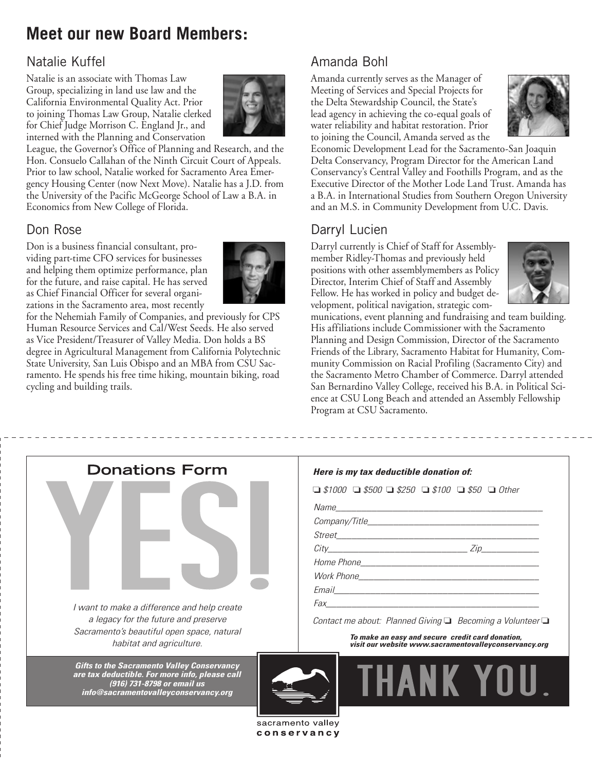## Meet our new Board Members:

### Natalie Kuffel

Natalie is an associate with Thomas Law Group, specializing in land use law and the California Environmental Quality Act. Prior to joining Thomas Law Group, Natalie clerked for Chief Judge Morrison C. England Jr., and interned with the Planning and Conservation League, the Governor's Office of Planning and Research, and the Hon. Consuelo Callahan of the Ninth Circuit Court of Appeals. Prior to law school, Natalie worked for Sacramento Area Emergency Housing Center (now Next Move). Natalie has a J.D. from the University of the Pacific McGeorge School of Law a B.A. in Economics from New College of Florida.

### Don Rose

Don is a business financial consultant, providing part-time CFO services for businesses and helping them optimize performance, plan for the future, and raise capital. He has served as Chief Financial Officer for several organizations in the Sacramento area, most recently for the Nehemiah Family of Companies, and previously for CPS Human Resource Services and Cal/West Seeds. He also served as Vice President/Treasurer of Valley Media. Don holds a BS degree in Agricultural Management from California Polytechnic State University, San Luis Obispo and an MBA from CSU Sacramento. He spends his free time hiking, mountain biking, road cycling and building trails.

### Amanda Bohl

Amanda currently serves as the Manager of Meeting of Services and Special Projects for the Delta Stewardship Council, the State's lead agency in achieving the co-equal goals of water reliability and habitat restoration. Prior to joining the Council, Amanda served as the Economic Development Lead for the Sacramento-San Joaquin Delta Conservancy, Program Director for the American Land Conservancy's Central Valley and Foothills Program, and as the Executive Director of the Mother Lode Land Trust. Amanda has a B.A. in International Studies from Southern Oregon University and an M.S. in Community Development from U.C. Davis.

### Darryl Lucien

Darryl currently is Chief of Staff for Assemblymember Ridley-Thomas and previously held positions with other assemblymembers as Policy Director, Interim Chief of Staff and Assembly Fellow. He has worked in policy and budget development, political navigation, strategic communications, event planning and fundraising and team building. His affiliations include Commissioner with the Sacramento Planning and Design Commission, Director of the Sacramento Friends of the Library, Sacramento Habitat for Humanity, Community Commission on Racial Profiling (Sacramento City) and the Sacramento Metro Chamber of Commerce. Darryl attended San Bernardino Valley College, received his B.A. in Political Science at CSU Long Beach and attended an Assembly Fellowship Program at CSU Sacramento.

---

## Donations Form

# YES!

*I want to make a difference and help create a legacy for the future and preserve Sacramento's beautiful open space, natural habitat and agriculture.*

***Here is my tax deductible donation of:***

❑ $1000 ❑ $500 ❑ $250 ❑ $100 ❑ $50 ❑ Other

Name\_\_\_\_\_\_\_\_\_\_\_\_\_\_\_\_\_\_\_\_\_\_\_\_\_\_\_\_\_\_\_\_\_\_\_\_\_\_\_\_

Company/Title\_\_\_\_\_\_\_\_\_\_\_\_\_\_\_\_\_\_\_\_\_\_\_\_\_\_\_\_\_\_\_\_\_\_

Street\_\_\_\_\_\_\_\_\_\_\_\_\_\_\_\_\_\_\_\_\_\_\_\_\_\_\_\_\_\_\_\_\_\_\_\_\_\_\_\_

City\_\_\_\_\_\_\_\_\_\_\_\_\_\_\_\_\_\_\_\_\_\_\_\_\_\_ Zip\_\_\_\_\_\_\_\_\_\_\_

Home Phone\_\_\_\_\_\_\_\_\_\_\_\_\_\_\_\_\_\_\_\_\_\_\_\_\_\_\_\_\_\_\_\_\_\_\_

Work Phone\_\_\_\_\_\_\_\_\_\_\_\_\_\_\_\_\_\_\_\_\_\_\_\_\_\_\_\_\_\_\_\_\_\_\_

Email\_\_\_\_\_\_\_\_\_\_\_\_\_\_\_\_\_\_\_\_\_\_\_\_\_\_\_\_\_\_\_\_\_\_\_\_\_\_\_\_

Fax\_\_\_\_\_\_\_\_\_\_\_\_\_\_\_\_\_\_\_\_\_\_\_\_\_\_\_\_\_\_\_\_\_\_\_\_\_\_\_\_\_

Contact me about: Planned Giving ❑ Becoming a Volunteer ❑

***To make an easy and secure credit card donation, visit our website www.sacramentovalleyconservancy.org***

***Gifts to the Sacramento Valley Conservancy are tax deductible. For more info, please call (916) 731-8798 or email us info@sacramentovalleyconservancy.org***

sacramento valley **conservancy**

**THANK YOU.**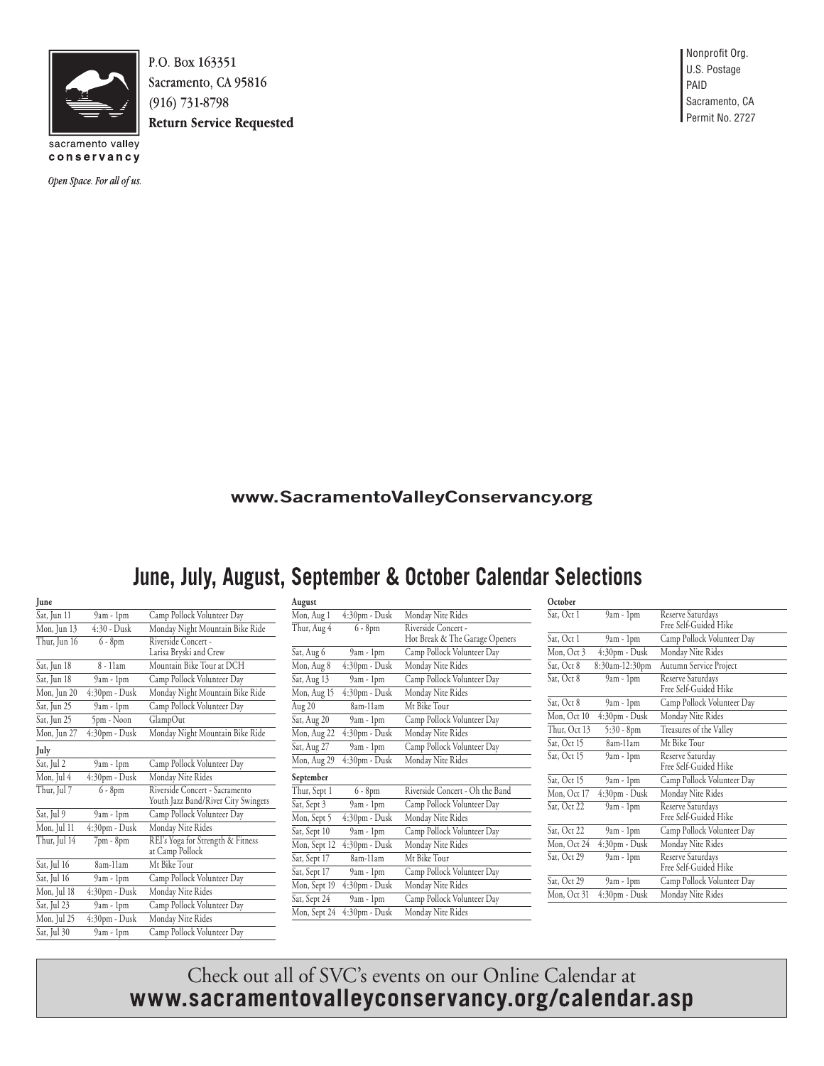P.O. Box 163351
Sacramento, CA 95816
(916) 731-8798
**Return Service Requested**

sacramento valley
conservancy

*Open Space. For all of us.*

Nonprofit Org.
U.S. Postage
PAID
Sacramento, CA
Permit No. 2727

**www.SacramentoValleyConservancy.org**

# June, July, August, September & October Calendar Selections

**June**

| | | |
|---|---|---|
| Sat, Jun 11 | 9am - 1pm | Camp Pollock Volunteer Day |
| Mon, Jun 13 | 4:30 - Dusk | Monday Night Mountain Bike Ride |
| Thur, Jun 16 | 6 - 8pm | Riverside Concert - Larisa Bryski and Crew |
| Sat, Jun 18 | 8 - 11am | Mountain Bike Tour at DCH |
| Sat, Jun 18 | 9am - 1pm | Camp Pollock Volunteer Day |
| Mon, Jun 20 | 4:30pm - Dusk | Monday Night Mountain Bike Ride |
| Sat, Jun 25 | 9am - 1pm | Camp Pollock Volunteer Day |
| Sat, Jun 25 | 5pm - Noon | GlampOut |
| Mon, Jun 27 | 4:30pm - Dusk | Monday Night Mountain Bike Ride |

**July**

| | | |
|---|---|---|
| Sat, Jul 2 | 9am - 1pm | Camp Pollock Volunteer Day |
| Mon, Jul 4 | 4:30pm - Dusk | Monday Nite Rides |
| Thur, Jul 7 | 6 - 8pm | Riverside Concert - Sacramento Youth Jazz Band/River City Swingers |
| Sat, Jul 9 | 9am - 1pm | Camp Pollock Volunteer Day |
| Mon, Jul 11 | 4:30pm - Dusk | Monday Nite Rides |
| Thur, Jul 14 | 7pm - 8pm | REI's Yoga for Strength & Fitness at Camp Pollock |
| Sat, Jul 16 | 8am-11am | Mt Bike Tour |
| Sat, Jul 16 | 9am - 1pm | Camp Pollock Volunteer Day |
| Mon, Jul 18 | 4:30pm - Dusk | Monday Nite Rides |
| Sat, Jul 23 | 9am - 1pm | Camp Pollock Volunteer Day |
| Mon, Jul 25 | 4:30pm - Dusk | Monday Nite Rides |
| Sat, Jul 30 | 9am - 1pm | Camp Pollock Volunteer Day |

**August**

| | | |
|---|---|---|
| Mon, Aug 1 | 4:30pm - Dusk | Monday Nite Rides |
| Thur, Aug 4 | 6 - 8pm | Riverside Concert - Hot Break & The Garage Openers |
| Sat, Aug 6 | 9am - 1pm | Camp Pollock Volunteer Day |
| Mon, Aug 8 | 4:30pm - Dusk | Monday Nite Rides |
| Sat, Aug 13 | 9am - 1pm | Camp Pollock Volunteer Day |
| Mon, Aug 15 | 4:30pm - Dusk | Monday Nite Rides |
| Aug 20 | 8am-11am | Mt Bike Tour |
| Sat, Aug 20 | 9am - 1pm | Camp Pollock Volunteer Day |
| Mon, Aug 22 | 4:30pm - Dusk | Monday Nite Rides |
| Sat, Aug 27 | 9am - 1pm | Camp Pollock Volunteer Day |
| Mon, Aug 29 | 4:30pm - Dusk | Monday Nite Rides |

**September**

| | | |
|---|---|---|
| Thur, Sept 1 | 6 - 8pm | Riverside Concert - Oh the Band |
| Sat, Sept 3 | 9am - 1pm | Camp Pollock Volunteer Day |
| Mon, Sept 5 | 4:30pm - Dusk | Monday Nite Rides |
| Sat, Sept 10 | 9am - 1pm | Camp Pollock Volunteer Day |
| Mon, Sept 12 | 4:30pm - Dusk | Monday Nite Rides |
| Sat, Sept 17 | 8am-11am | Mt Bike Tour |
| Sat, Sept 17 | 9am - 1pm | Camp Pollock Volunteer Day |
| Mon, Sept 19 | 4:30pm - Dusk | Monday Nite Rides |
| Sat, Sept 24 | 9am - 1pm | Camp Pollock Volunteer Day |
| Mon, Sept 24 | 4:30pm - Dusk | Monday Nite Rides |

**October**

| | | |
|---|---|---|
| Sat, Oct 1 | 9am - 1pm | Reserve Saturdays Free Self-Guided Hike |
| Sat, Oct 1 | 9am - 1pm | Camp Pollock Volunteer Day |
| Mon, Oct 3 | 4:30pm - Dusk | Monday Nite Rides |
| Sat, Oct 8 | 8:30am-12:30pm | Autumn Service Project |
| Sat, Oct 8 | 9am - 1pm | Reserve Saturdays Free Self-Guided Hike |
| Sat, Oct 8 | 9am - 1pm | Camp Pollock Volunteer Day |
| Mon, Oct 10 | 4:30pm - Dusk | Monday Nite Rides |
| Thur, Oct 13 | 5:30 - 8pm | Treasures of the Valley |
| Sat, Oct 15 | 8am-11am | Mt Bike Tour |
| Sat, Oct 15 | 9am - 1pm | Reserve Saturday Free Self-Guided Hike |
| Sat, Oct 15 | 9am - 1pm | Camp Pollock Volunteer Day |
| Mon, Oct 17 | 4:30pm - Dusk | Monday Nite Rides |
| Sat, Oct 22 | 9am - 1pm | Reserve Saturdays Free Self-Guided Hike |
| Sat, Oct 22 | 9am - 1pm | Camp Pollock Volunteer Day |
| Mon, Oct 24 | 4:30pm - Dusk | Monday Nite Rides |
| Sat, Oct 29 | 9am - 1pm | Reserve Saturdays Free Self-Guided Hike |
| Sat, Oct 29 | 9am - 1pm | Camp Pollock Volunteer Day |
| Mon, Oct 31 | 4:30pm - Dusk | Monday Nite Rides |

Check out all of SVC's events on our Online Calendar at
**www.sacramentovalleyconservancy.org/calendar.asp**